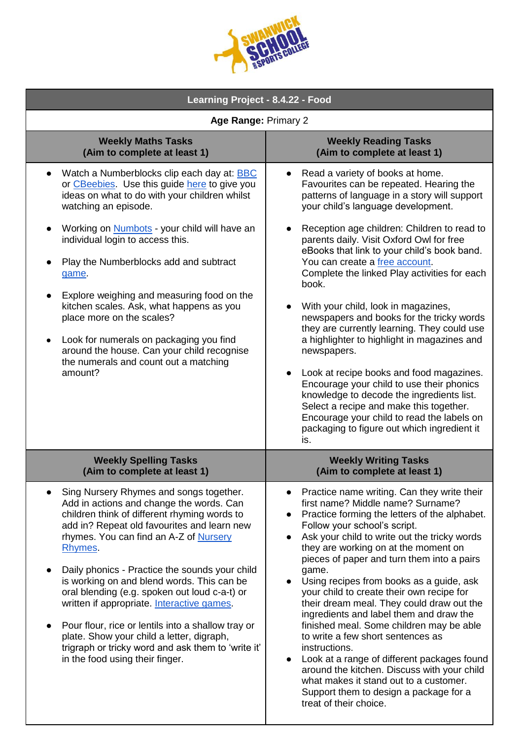| Learning Project - 8.4.22 - Food | |
|---|---|
| **Age Range:** Primary 2 | |
| **Weekly Maths Tasks (Aim to complete at least 1)** | **Weekly Reading Tasks (Aim to complete at least 1)** |
| • Watch a Numberblocks clip each day at: BBC or CBeebies. Use this guide here to give you ideas on what to do with your children whilst watching an episode.<br><br>• Working on Numbots - your child will have an individual login to access this.<br><br>• Play the Numberblocks add and subtract game.<br><br>• Explore weighing and measuring food on the kitchen scales. Ask, what happens as you place more on the scales?<br><br>• Look for numerals on packaging you find around the house. Can your child recognise the numerals and count out a matching amount? | • Read a variety of books at home. Favourites can be repeated. Hearing the patterns of language in a story will support your child's language development.<br><br>• Reception age children: Children to read to parents daily. Visit Oxford Owl for free eBooks that link to your child's book band. You can create a free account. Complete the linked Play activities for each book.<br><br>• With your child, look in magazines, newspapers and books for the tricky words they are currently learning. They could use a highlighter to highlight in magazines and newspapers.<br><br>• Look at recipe books and food magazines. Encourage your child to use their phonics knowledge to decode the ingredients list. Select a recipe and make this together. Encourage your child to read the labels on packaging to figure out which ingredient it is. |
| **Weekly Spelling Tasks (Aim to complete at least 1)** | **Weekly Writing Tasks (Aim to complete at least 1)** |
| • Sing Nursery Rhymes and songs together. Add in actions and change the words. Can children think of different rhyming words to add in? Repeat old favourites and learn new rhymes. You can find an A-Z of Nursery Rhymes.<br><br>• Daily phonics - Practice the sounds your child is working on and blend words. This can be oral blending (e.g. spoken out loud c-a-t) or written if appropriate. Interactive games.<br><br>• Pour flour, rice or lentils into a shallow tray or plate. Show your child a letter, digraph, trigraph or tricky word and ask them to 'write it' in the food using their finger. | • Practice name writing. Can they write their first name? Middle name? Surname?<br>• Practice forming the letters of the alphabet. Follow your school's script.<br>• Ask your child to write out the tricky words they are working on at the moment on pieces of paper and turn them into a pairs game.<br>• Using recipes from books as a guide, ask your child to create their own recipe for their dream meal. They could draw out the ingredients and label them and draw the finished meal. Some children may be able to write a few short sentences as instructions.<br>• Look at a range of different packages found around the kitchen. Discuss with your child what makes it stand out to a customer. Support them to design a package for a treat of their choice. |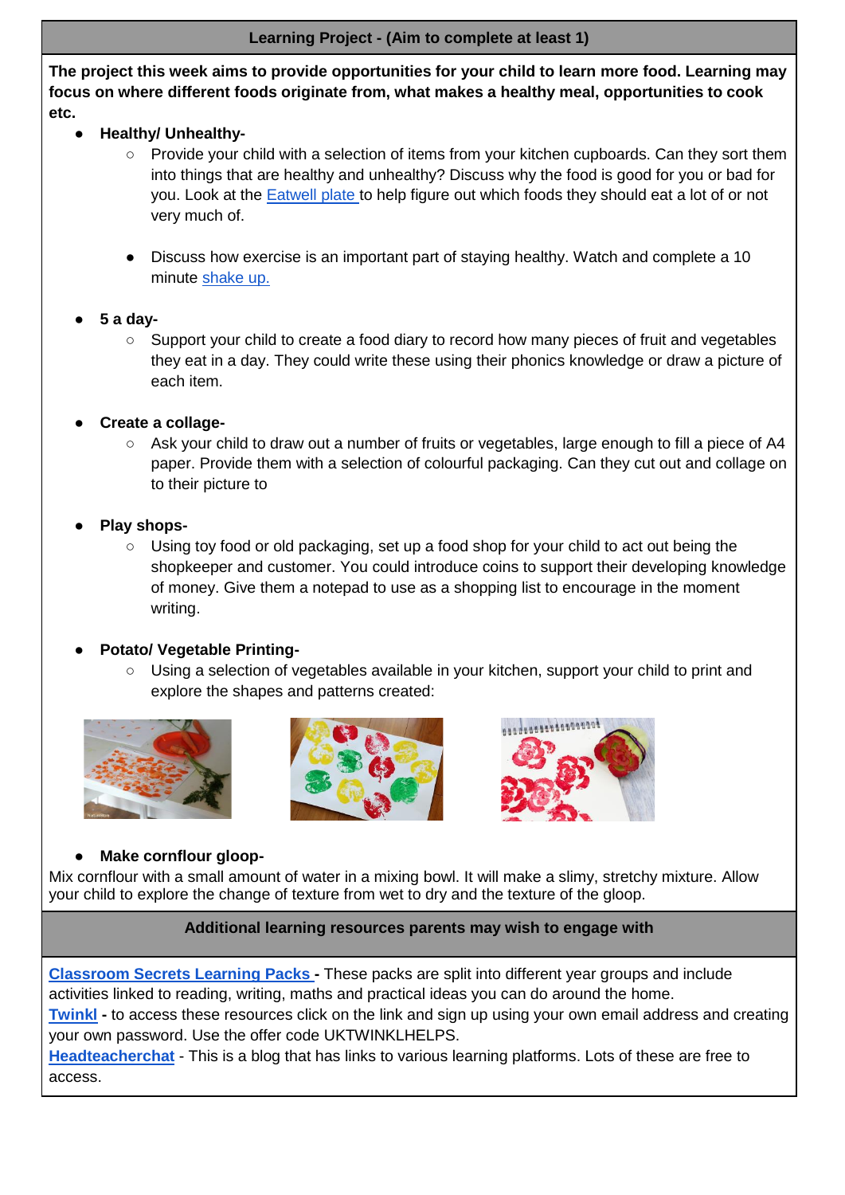## Learning Project - (Aim to complete at least 1)

**The project this week aims to provide opportunities for your child to learn more food. Learning may focus on where different foods originate from, what makes a healthy meal, opportunities to cook etc.**

- **Healthy/ Unhealthy-**
  - Provide your child with a selection of items from your kitchen cupboards. Can they sort them into things that are healthy and unhealthy? Discuss why the food is good for you or bad for you. Look at the Eatwell plate to help figure out which foods they should eat a lot of or not very much of.
  - Discuss how exercise is an important part of staying healthy. Watch and complete a 10 minute shake up.
- **5 a day-**
  - Support your child to create a food diary to record how many pieces of fruit and vegetables they eat in a day. They could write these using their phonics knowledge or draw a picture of each item.
- **Create a collage-**
  - Ask your child to draw out a number of fruits or vegetables, large enough to fill a piece of A4 paper. Provide them with a selection of colourful packaging. Can they cut out and collage on to their picture to
- **Play shops-**
  - Using toy food or old packaging, set up a food shop for your child to act out being the shopkeeper and customer. You could introduce coins to support their developing knowledge of money. Give them a notepad to use as a shopping list to encourage in the moment writing.
- **Potato/ Vegetable Printing-**
  - Using a selection of vegetables available in your kitchen, support your child to print and explore the shapes and patterns created:
- **Make cornflour gloop-**

Mix cornflour with a small amount of water in a mixing bowl. It will make a slimy, stretchy mixture. Allow your child to explore the change of texture from wet to dry and the texture of the gloop.

## Additional learning resources parents may wish to engage with

**Classroom Secrets Learning Packs -** These packs are split into different year groups and include activities linked to reading, writing, maths and practical ideas you can do around the home.
**Twinkl -** to access these resources click on the link and sign up using your own email address and creating your own password. Use the offer code UKTWINKLHELPS.
**Headteacherchat** - This is a blog that has links to various learning platforms. Lots of these are free to access.